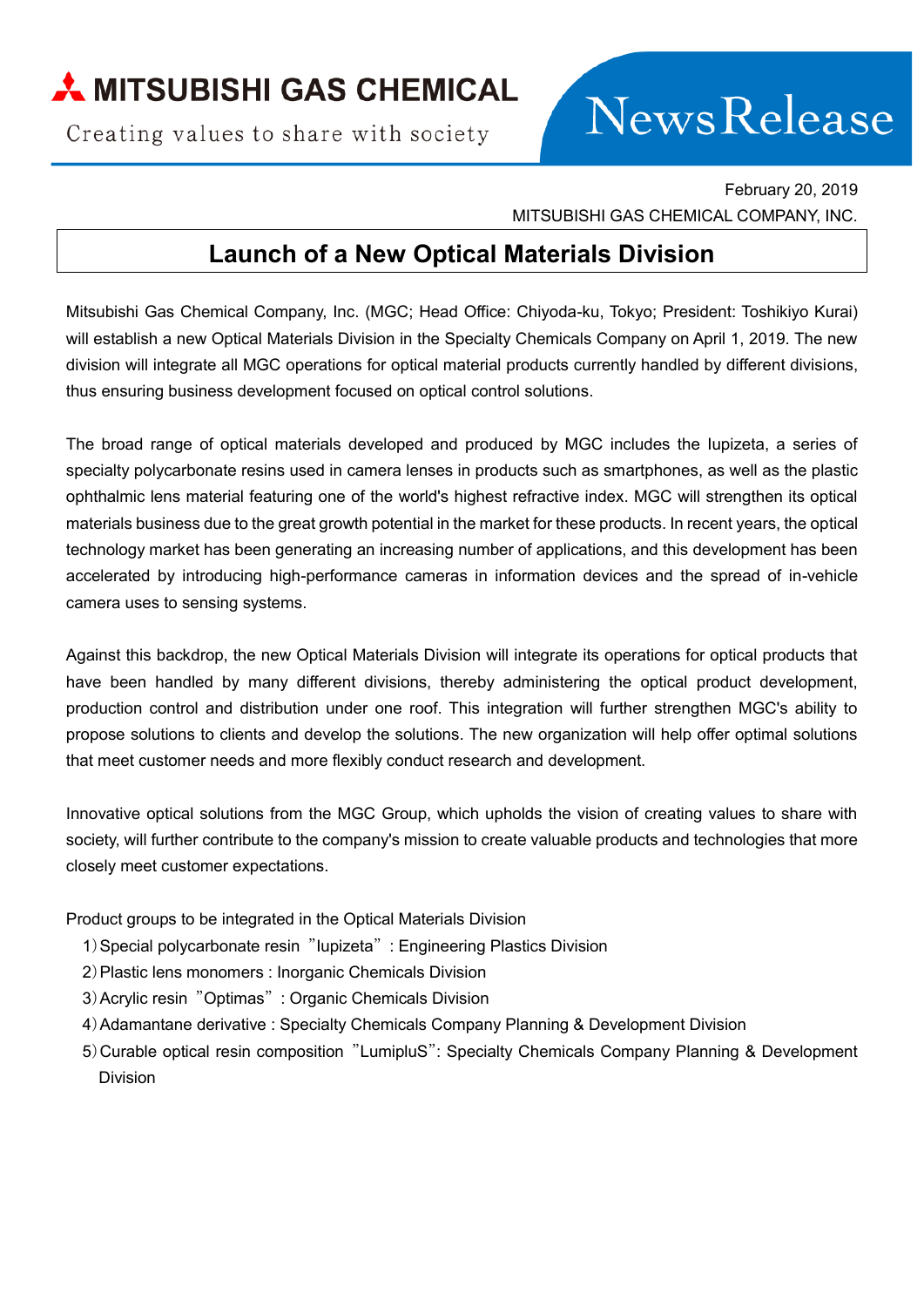MITSUBISHI GAS CHEMICAL

Creating values to share with society

News Release

February 20, 2019

MITSUBISHI GAS CHEMICAL COMPANY, INC.

# Launch of a New Optical Materials Division

Mitsubishi Gas Chemical Company, Inc. (MGC; Head Office: Chiyoda-ku, Tokyo; President: Toshikiyo Kurai) will establish a new Optical Materials Division in the Specialty Chemicals Company on April 1, 2019. The new division will integrate all MGC operations for optical material products currently handled by different divisions, thus ensuring business development focused on optical control solutions.

The broad range of optical materials developed and produced by MGC includes the Iupizeta, a series of specialty polycarbonate resins used in camera lenses in products such as smartphones, as well as the plastic ophthalmic lens material featuring one of the world's highest refractive index. MGC will strengthen its optical materials business due to the great growth potential in the market for these products. In recent years, the optical technology market has been generating an increasing number of applications, and this development has been accelerated by introducing high-performance cameras in information devices and the spread of in-vehicle camera uses to sensing systems.

Against this backdrop, the new Optical Materials Division will integrate its operations for optical products that have been handled by many different divisions, thereby administering the optical product development, production control and distribution under one roof. This integration will further strengthen MGC's ability to propose solutions to clients and develop the solutions. The new organization will help offer optimal solutions that meet customer needs and more flexibly conduct research and development.

Innovative optical solutions from the MGC Group, which upholds the vision of creating values to share with society, will further contribute to the company's mission to create valuable products and technologies that more closely meet customer expectations.

Product groups to be integrated in the Optical Materials Division

1) Special polycarbonate resin "Iupizeta" : Engineering Plastics Division
2) Plastic lens monomers : Inorganic Chemicals Division
3) Acrylic resin "Optimas" : Organic Chemicals Division
4) Adamantane derivative : Specialty Chemicals Company Planning & Development Division
5) Curable optical resin composition "LumipluS": Specialty Chemicals Company Planning & Development Division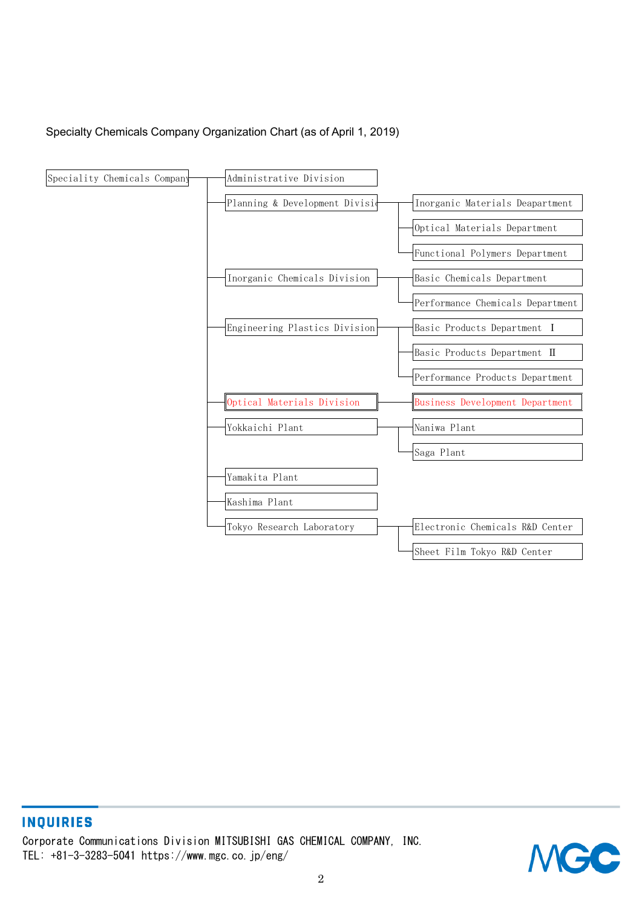Specialty Chemicals Company Organization Chart (as of April 1, 2019)

- Speciality Chemicals Company
  - Administrative Division
  - Planning & Development Divisi
    - Inorganic Materials Deapartment
    - Optical Materials Department
    - Functional Polymers Department
  - Inorganic Chemicals Division
    - Basic Chemicals Department
    - Performance Chemicals Department
  - Engineering Plastics Division
    - Basic Products Department Ⅰ
    - Basic Products Department Ⅱ
    - Performance Products Department
  - Optical Materials Division
    - Business Development Department
  - Yokkaichi Plant
    - Naniwa Plant
    - Saga Plant
  - Yamakita Plant
  - Kashima Plant
  - Tokyo Research Laboratory
    - Electronic Chemicals R&D Center
    - Sheet Film Tokyo R&D Center

**INQUIRIES**

Corporate Communications Division MITSUBISHI GAS CHEMICAL COMPANY, INC.
TEL: +81-3-3283-5041 https://www.mgc.co.jp/eng/